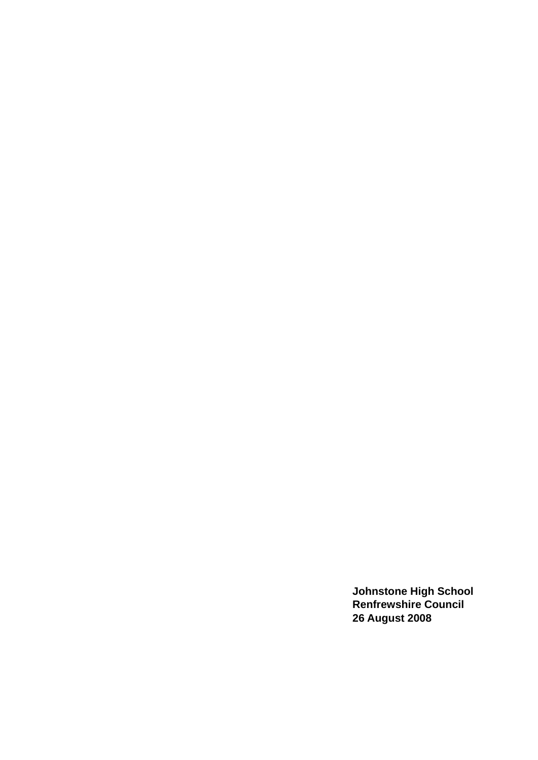**Johnstone High School**
**Renfrewshire Council**
**26 August 2008**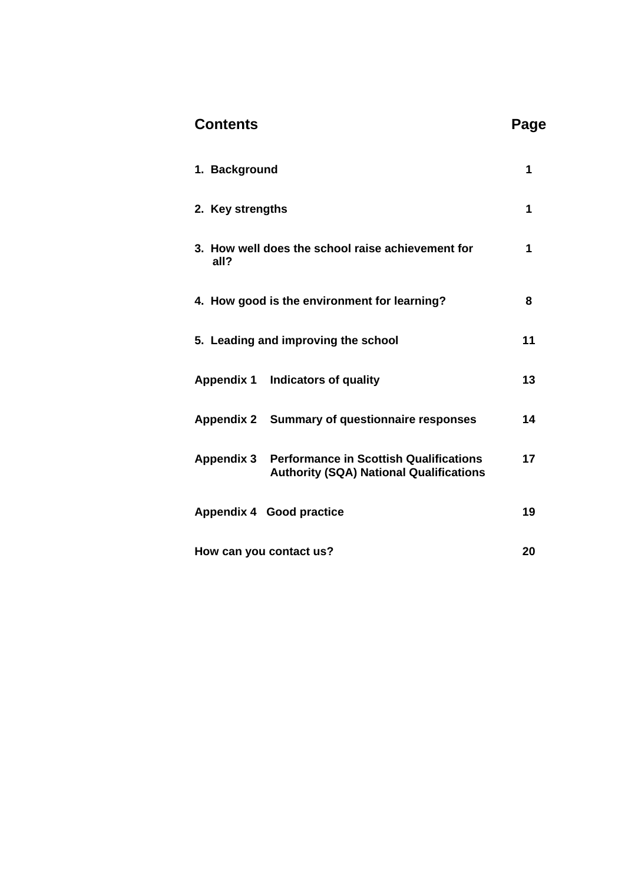## Contents

| Contents | Page |
|---|---|
| **1. Background** | **1** |
| **2. Key strengths** | **1** |
| **3. How well does the school raise achievement for all?** | **1** |
| **4. How good is the environment for learning?** | **8** |
| **5. Leading and improving the school** | **11** |
| **Appendix 1 Indicators of quality** | **13** |
| **Appendix 2 Summary of questionnaire responses** | **14** |
| **Appendix 3 Performance in Scottish Qualifications Authority (SQA) National Qualifications** | **17** |
| **Appendix 4 Good practice** | **19** |
| **How can you contact us?** | **20** |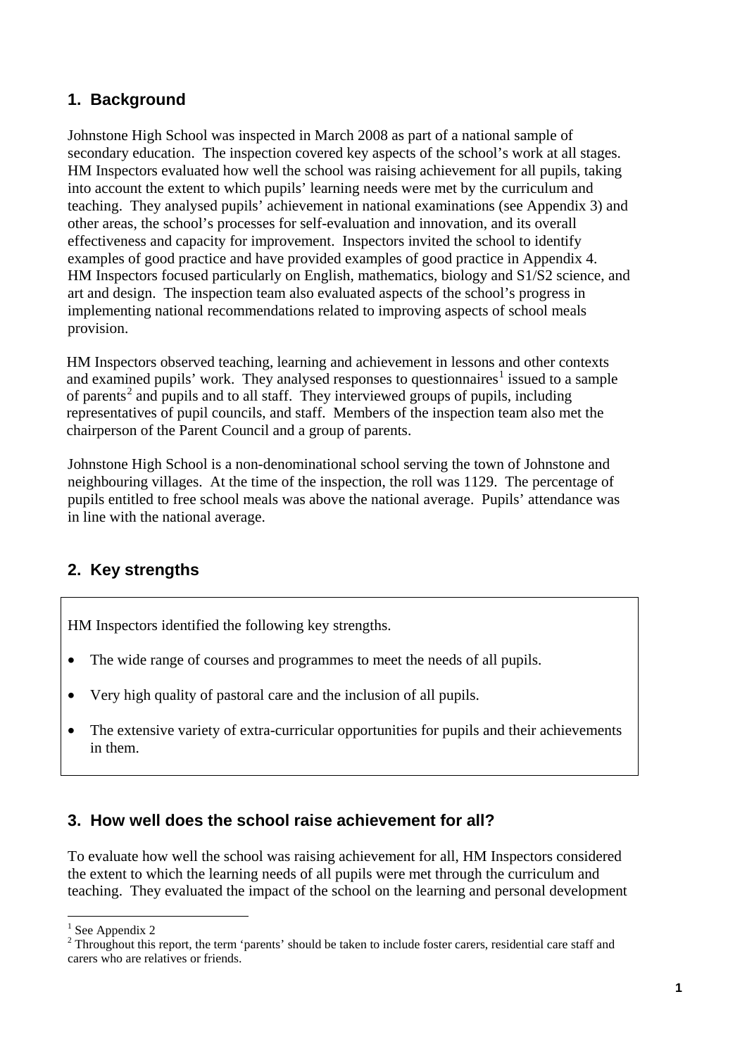## 1. Background

Johnstone High School was inspected in March 2008 as part of a national sample of secondary education. The inspection covered key aspects of the school's work at all stages. HM Inspectors evaluated how well the school was raising achievement for all pupils, taking into account the extent to which pupils' learning needs were met by the curriculum and teaching. They analysed pupils' achievement in national examinations (see Appendix 3) and other areas, the school's processes for self-evaluation and innovation, and its overall effectiveness and capacity for improvement. Inspectors invited the school to identify examples of good practice and have provided examples of good practice in Appendix 4. HM Inspectors focused particularly on English, mathematics, biology and S1/S2 science, and art and design. The inspection team also evaluated aspects of the school's progress in implementing national recommendations related to improving aspects of school meals provision.

HM Inspectors observed teaching, learning and achievement in lessons and other contexts and examined pupils' work. They analysed responses to questionnaires[1] issued to a sample of parents[2] and pupils and to all staff. They interviewed groups of pupils, including representatives of pupil councils, and staff. Members of the inspection team also met the chairperson of the Parent Council and a group of parents.

Johnstone High School is a non-denominational school serving the town of Johnstone and neighbouring villages. At the time of the inspection, the roll was 1129. The percentage of pupils entitled to free school meals was above the national average. Pupils' attendance was in line with the national average.

## 2. Key strengths

HM Inspectors identified the following key strengths.

- The wide range of courses and programmes to meet the needs of all pupils.
- Very high quality of pastoral care and the inclusion of all pupils.
- The extensive variety of extra-curricular opportunities for pupils and their achievements in them.

## 3. How well does the school raise achievement for all?

To evaluate how well the school was raising achievement for all, HM Inspectors considered the extent to which the learning needs of all pupils were met through the curriculum and teaching. They evaluated the impact of the school on the learning and personal development

[1] See Appendix 2

[2] Throughout this report, the term 'parents' should be taken to include foster carers, residential care staff and carers who are relatives or friends.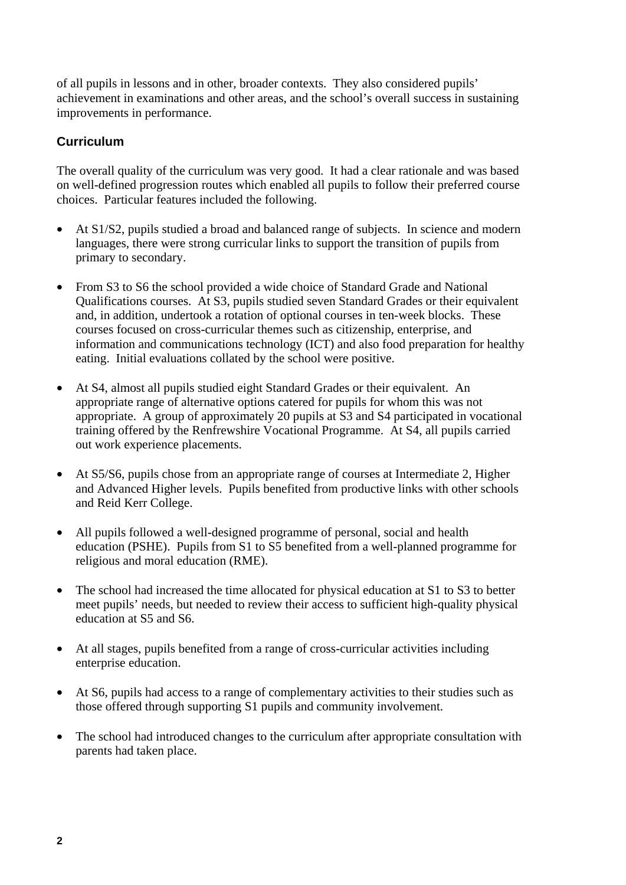of all pupils in lessons and in other, broader contexts. They also considered pupils' achievement in examinations and other areas, and the school's overall success in sustaining improvements in performance.

### Curriculum

The overall quality of the curriculum was very good. It had a clear rationale and was based on well-defined progression routes which enabled all pupils to follow their preferred course choices. Particular features included the following.

- At S1/S2, pupils studied a broad and balanced range of subjects. In science and modern languages, there were strong curricular links to support the transition of pupils from primary to secondary.
- From S3 to S6 the school provided a wide choice of Standard Grade and National Qualifications courses. At S3, pupils studied seven Standard Grades or their equivalent and, in addition, undertook a rotation of optional courses in ten-week blocks. These courses focused on cross-curricular themes such as citizenship, enterprise, and information and communications technology (ICT) and also food preparation for healthy eating. Initial evaluations collated by the school were positive.
- At S4, almost all pupils studied eight Standard Grades or their equivalent. An appropriate range of alternative options catered for pupils for whom this was not appropriate. A group of approximately 20 pupils at S3 and S4 participated in vocational training offered by the Renfrewshire Vocational Programme. At S4, all pupils carried out work experience placements.
- At S5/S6, pupils chose from an appropriate range of courses at Intermediate 2, Higher and Advanced Higher levels. Pupils benefited from productive links with other schools and Reid Kerr College.
- All pupils followed a well-designed programme of personal, social and health education (PSHE). Pupils from S1 to S5 benefited from a well-planned programme for religious and moral education (RME).
- The school had increased the time allocated for physical education at S1 to S3 to better meet pupils' needs, but needed to review their access to sufficient high-quality physical education at S5 and S6.
- At all stages, pupils benefited from a range of cross-curricular activities including enterprise education.
- At S6, pupils had access to a range of complementary activities to their studies such as those offered through supporting S1 pupils and community involvement.
- The school had introduced changes to the curriculum after appropriate consultation with parents had taken place.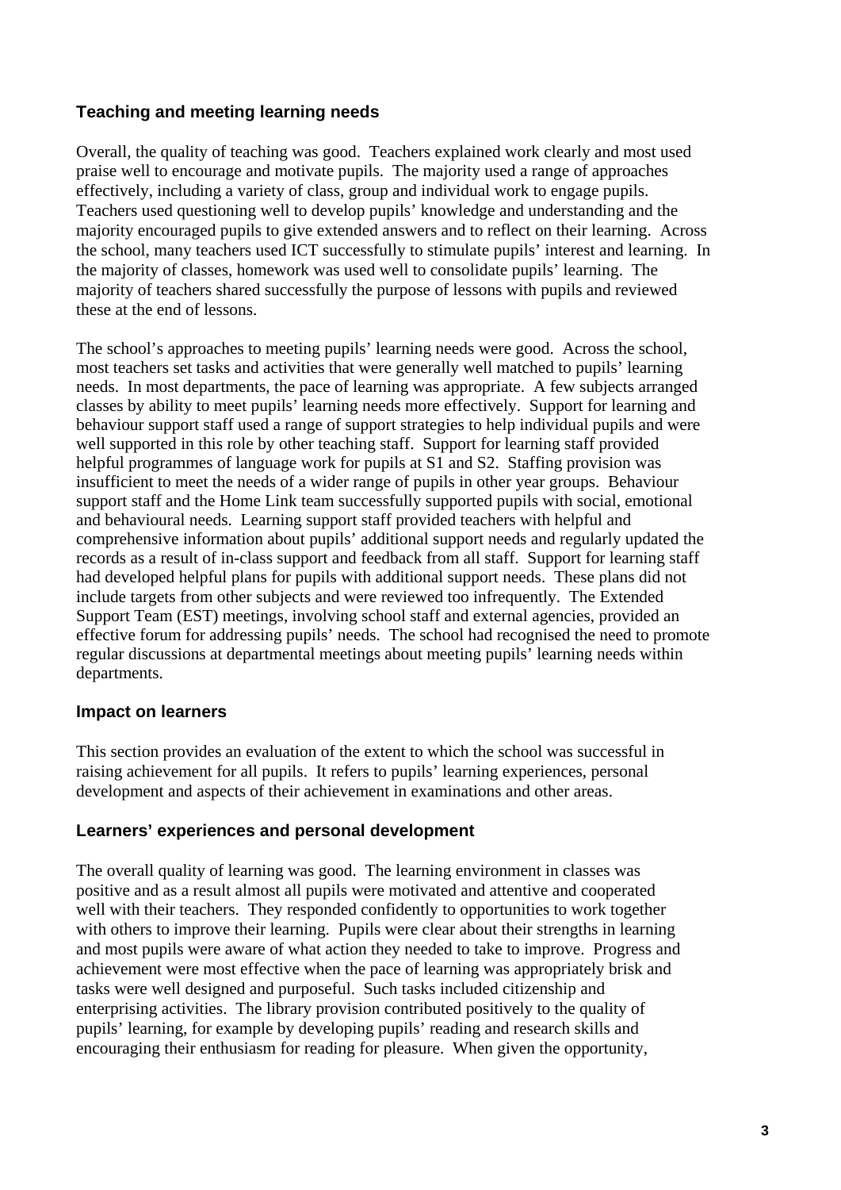## Teaching and meeting learning needs

Overall, the quality of teaching was good. Teachers explained work clearly and most used praise well to encourage and motivate pupils. The majority used a range of approaches effectively, including a variety of class, group and individual work to engage pupils. Teachers used questioning well to develop pupils' knowledge and understanding and the majority encouraged pupils to give extended answers and to reflect on their learning. Across the school, many teachers used ICT successfully to stimulate pupils' interest and learning. In the majority of classes, homework was used well to consolidate pupils' learning. The majority of teachers shared successfully the purpose of lessons with pupils and reviewed these at the end of lessons.

The school's approaches to meeting pupils' learning needs were good. Across the school, most teachers set tasks and activities that were generally well matched to pupils' learning needs. In most departments, the pace of learning was appropriate. A few subjects arranged classes by ability to meet pupils' learning needs more effectively. Support for learning and behaviour support staff used a range of support strategies to help individual pupils and were well supported in this role by other teaching staff. Support for learning staff provided helpful programmes of language work for pupils at S1 and S2. Staffing provision was insufficient to meet the needs of a wider range of pupils in other year groups. Behaviour support staff and the Home Link team successfully supported pupils with social, emotional and behavioural needs. Learning support staff provided teachers with helpful and comprehensive information about pupils' additional support needs and regularly updated the records as a result of in-class support and feedback from all staff. Support for learning staff had developed helpful plans for pupils with additional support needs. These plans did not include targets from other subjects and were reviewed too infrequently. The Extended Support Team (EST) meetings, involving school staff and external agencies, provided an effective forum for addressing pupils' needs. The school had recognised the need to promote regular discussions at departmental meetings about meeting pupils' learning needs within departments.

## Impact on learners

This section provides an evaluation of the extent to which the school was successful in raising achievement for all pupils. It refers to pupils' learning experiences, personal development and aspects of their achievement in examinations and other areas.

## Learners' experiences and personal development

The overall quality of learning was good. The learning environment in classes was positive and as a result almost all pupils were motivated and attentive and cooperated well with their teachers. They responded confidently to opportunities to work together with others to improve their learning. Pupils were clear about their strengths in learning and most pupils were aware of what action they needed to take to improve. Progress and achievement were most effective when the pace of learning was appropriately brisk and tasks were well designed and purposeful. Such tasks included citizenship and enterprising activities. The library provision contributed positively to the quality of pupils' learning, for example by developing pupils' reading and research skills and encouraging their enthusiasm for reading for pleasure. When given the opportunity,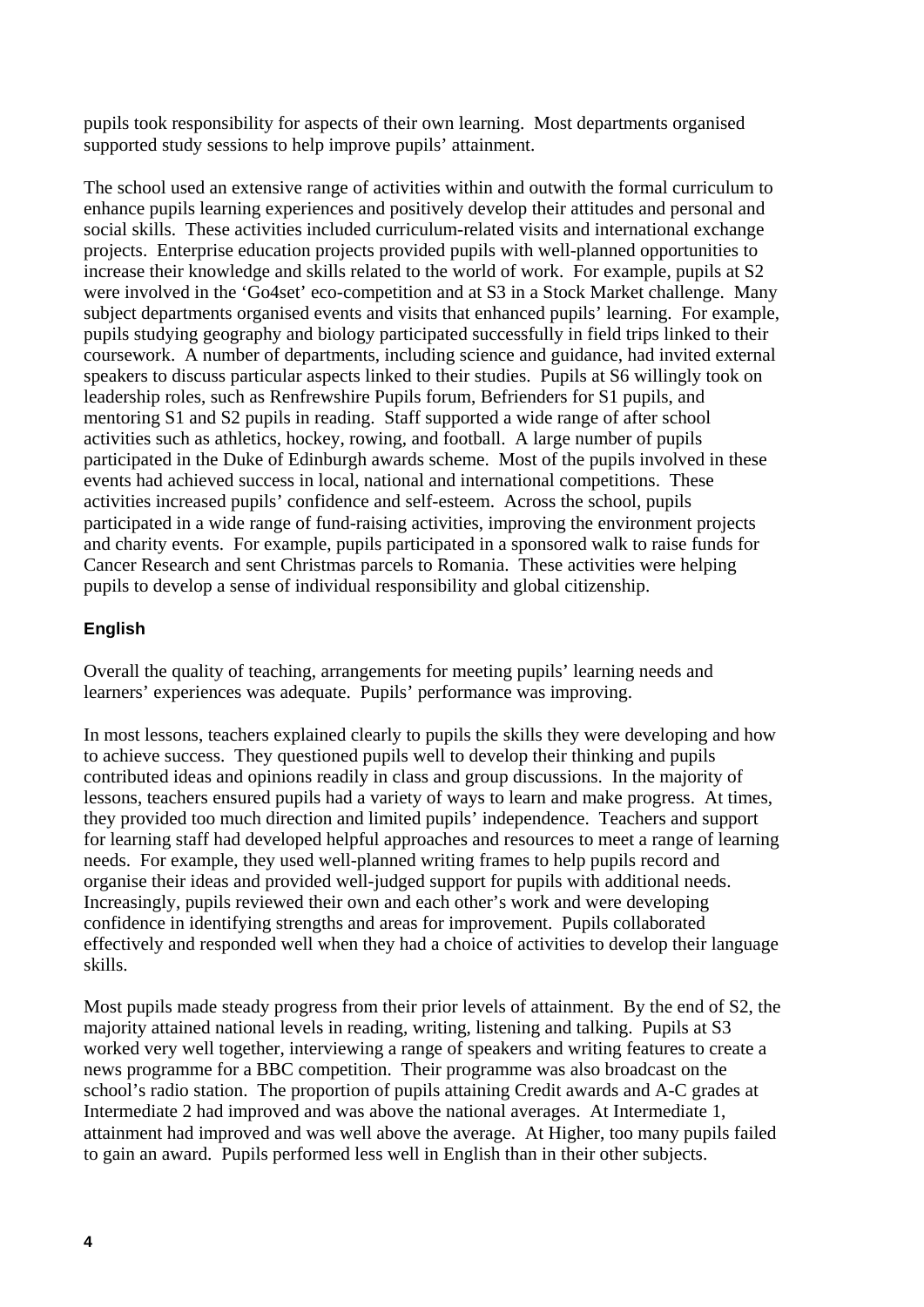pupils took responsibility for aspects of their own learning. Most departments organised supported study sessions to help improve pupils' attainment.

The school used an extensive range of activities within and outwith the formal curriculum to enhance pupils learning experiences and positively develop their attitudes and personal and social skills. These activities included curriculum-related visits and international exchange projects. Enterprise education projects provided pupils with well-planned opportunities to increase their knowledge and skills related to the world of work. For example, pupils at S2 were involved in the 'Go4set' eco-competition and at S3 in a Stock Market challenge. Many subject departments organised events and visits that enhanced pupils' learning. For example, pupils studying geography and biology participated successfully in field trips linked to their coursework. A number of departments, including science and guidance, had invited external speakers to discuss particular aspects linked to their studies. Pupils at S6 willingly took on leadership roles, such as Renfrewshire Pupils forum, Befrienders for S1 pupils, and mentoring S1 and S2 pupils in reading. Staff supported a wide range of after school activities such as athletics, hockey, rowing, and football. A large number of pupils participated in the Duke of Edinburgh awards scheme. Most of the pupils involved in these events had achieved success in local, national and international competitions. These activities increased pupils' confidence and self-esteem. Across the school, pupils participated in a wide range of fund-raising activities, improving the environment projects and charity events. For example, pupils participated in a sponsored walk to raise funds for Cancer Research and sent Christmas parcels to Romania. These activities were helping pupils to develop a sense of individual responsibility and global citizenship.

**English**

Overall the quality of teaching, arrangements for meeting pupils' learning needs and learners' experiences was adequate. Pupils' performance was improving.

In most lessons, teachers explained clearly to pupils the skills they were developing and how to achieve success. They questioned pupils well to develop their thinking and pupils contributed ideas and opinions readily in class and group discussions. In the majority of lessons, teachers ensured pupils had a variety of ways to learn and make progress. At times, they provided too much direction and limited pupils' independence. Teachers and support for learning staff had developed helpful approaches and resources to meet a range of learning needs. For example, they used well-planned writing frames to help pupils record and organise their ideas and provided well-judged support for pupils with additional needs. Increasingly, pupils reviewed their own and each other's work and were developing confidence in identifying strengths and areas for improvement. Pupils collaborated effectively and responded well when they had a choice of activities to develop their language skills.

Most pupils made steady progress from their prior levels of attainment. By the end of S2, the majority attained national levels in reading, writing, listening and talking. Pupils at S3 worked very well together, interviewing a range of speakers and writing features to create a news programme for a BBC competition. Their programme was also broadcast on the school's radio station. The proportion of pupils attaining Credit awards and A-C grades at Intermediate 2 had improved and was above the national averages. At Intermediate 1, attainment had improved and was well above the average. At Higher, too many pupils failed to gain an award. Pupils performed less well in English than in their other subjects.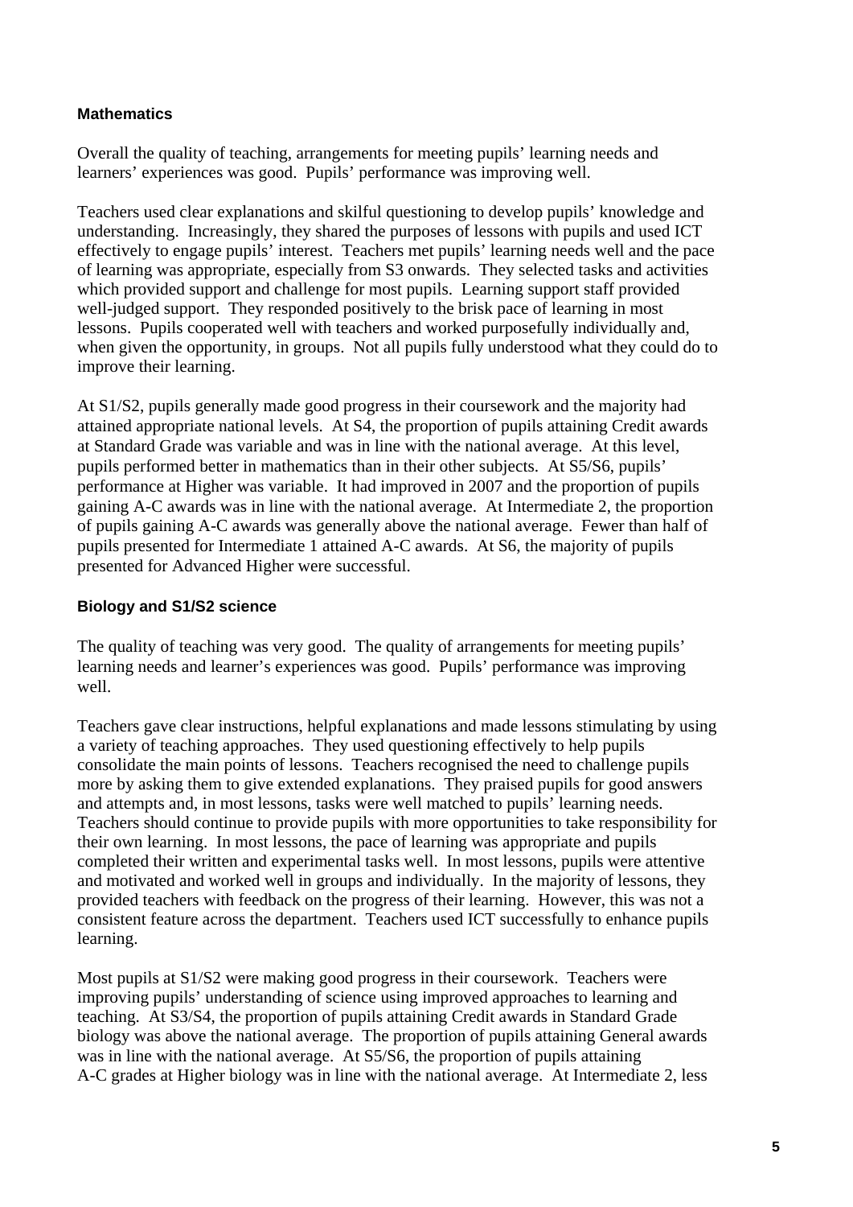### Mathematics

Overall the quality of teaching, arrangements for meeting pupils' learning needs and learners' experiences was good. Pupils' performance was improving well.

Teachers used clear explanations and skilful questioning to develop pupils' knowledge and understanding. Increasingly, they shared the purposes of lessons with pupils and used ICT effectively to engage pupils' interest. Teachers met pupils' learning needs well and the pace of learning was appropriate, especially from S3 onwards. They selected tasks and activities which provided support and challenge for most pupils. Learning support staff provided well-judged support. They responded positively to the brisk pace of learning in most lessons. Pupils cooperated well with teachers and worked purposefully individually and, when given the opportunity, in groups. Not all pupils fully understood what they could do to improve their learning.

At S1/S2, pupils generally made good progress in their coursework and the majority had attained appropriate national levels. At S4, the proportion of pupils attaining Credit awards at Standard Grade was variable and was in line with the national average. At this level, pupils performed better in mathematics than in their other subjects. At S5/S6, pupils' performance at Higher was variable. It had improved in 2007 and the proportion of pupils gaining A-C awards was in line with the national average. At Intermediate 2, the proportion of pupils gaining A-C awards was generally above the national average. Fewer than half of pupils presented for Intermediate 1 attained A-C awards. At S6, the majority of pupils presented for Advanced Higher were successful.

### Biology and S1/S2 science

The quality of teaching was very good. The quality of arrangements for meeting pupils' learning needs and learner's experiences was good. Pupils' performance was improving well.

Teachers gave clear instructions, helpful explanations and made lessons stimulating by using a variety of teaching approaches. They used questioning effectively to help pupils consolidate the main points of lessons. Teachers recognised the need to challenge pupils more by asking them to give extended explanations. They praised pupils for good answers and attempts and, in most lessons, tasks were well matched to pupils' learning needs. Teachers should continue to provide pupils with more opportunities to take responsibility for their own learning. In most lessons, the pace of learning was appropriate and pupils completed their written and experimental tasks well. In most lessons, pupils were attentive and motivated and worked well in groups and individually. In the majority of lessons, they provided teachers with feedback on the progress of their learning. However, this was not a consistent feature across the department. Teachers used ICT successfully to enhance pupils learning.

Most pupils at S1/S2 were making good progress in their coursework. Teachers were improving pupils' understanding of science using improved approaches to learning and teaching. At S3/S4, the proportion of pupils attaining Credit awards in Standard Grade biology was above the national average. The proportion of pupils attaining General awards was in line with the national average. At S5/S6, the proportion of pupils attaining A-C grades at Higher biology was in line with the national average. At Intermediate 2, less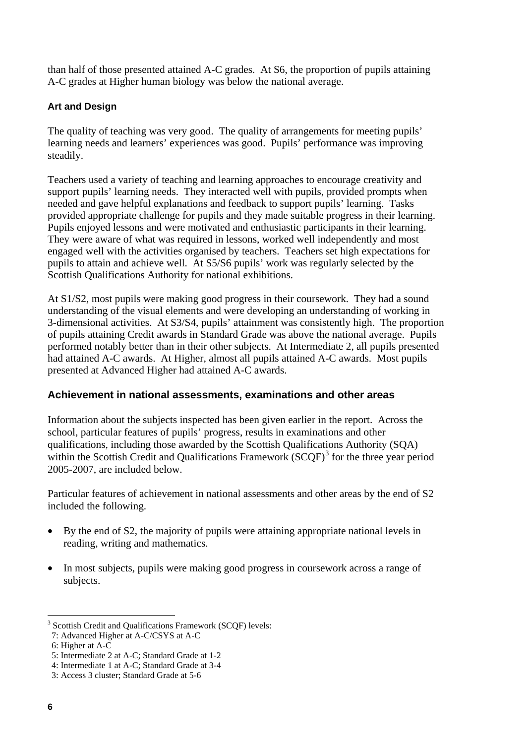than half of those presented attained A-C grades. At S6, the proportion of pupils attaining A-C grades at Higher human biology was below the national average.

### Art and Design

The quality of teaching was very good. The quality of arrangements for meeting pupils' learning needs and learners' experiences was good. Pupils' performance was improving steadily.

Teachers used a variety of teaching and learning approaches to encourage creativity and support pupils' learning needs. They interacted well with pupils, provided prompts when needed and gave helpful explanations and feedback to support pupils' learning. Tasks provided appropriate challenge for pupils and they made suitable progress in their learning. Pupils enjoyed lessons and were motivated and enthusiastic participants in their learning. They were aware of what was required in lessons, worked well independently and most engaged well with the activities organised by teachers. Teachers set high expectations for pupils to attain and achieve well. At S5/S6 pupils' work was regularly selected by the Scottish Qualifications Authority for national exhibitions.

At S1/S2, most pupils were making good progress in their coursework. They had a sound understanding of the visual elements and were developing an understanding of working in 3-dimensional activities. At S3/S4, pupils' attainment was consistently high. The proportion of pupils attaining Credit awards in Standard Grade was above the national average. Pupils performed notably better than in their other subjects. At Intermediate 2, all pupils presented had attained A-C awards. At Higher, almost all pupils attained A-C awards. Most pupils presented at Advanced Higher had attained A-C awards.

## Achievement in national assessments, examinations and other areas

Information about the subjects inspected has been given earlier in the report. Across the school, particular features of pupils' progress, results in examinations and other qualifications, including those awarded by the Scottish Qualifications Authority (SQA) within the Scottish Credit and Qualifications Framework (SCQF)[3] for the three year period 2005-2007, are included below.

Particular features of achievement in national assessments and other areas by the end of S2 included the following.

- By the end of S2, the majority of pupils were attaining appropriate national levels in reading, writing and mathematics.
- In most subjects, pupils were making good progress in coursework across a range of subjects.

---

[3] Scottish Credit and Qualifications Framework (SCQF) levels:
7: Advanced Higher at A-C/CSYS at A-C
6: Higher at A-C
5: Intermediate 2 at A-C; Standard Grade at 1-2
4: Intermediate 1 at A-C; Standard Grade at 3-4
3: Access 3 cluster; Standard Grade at 5-6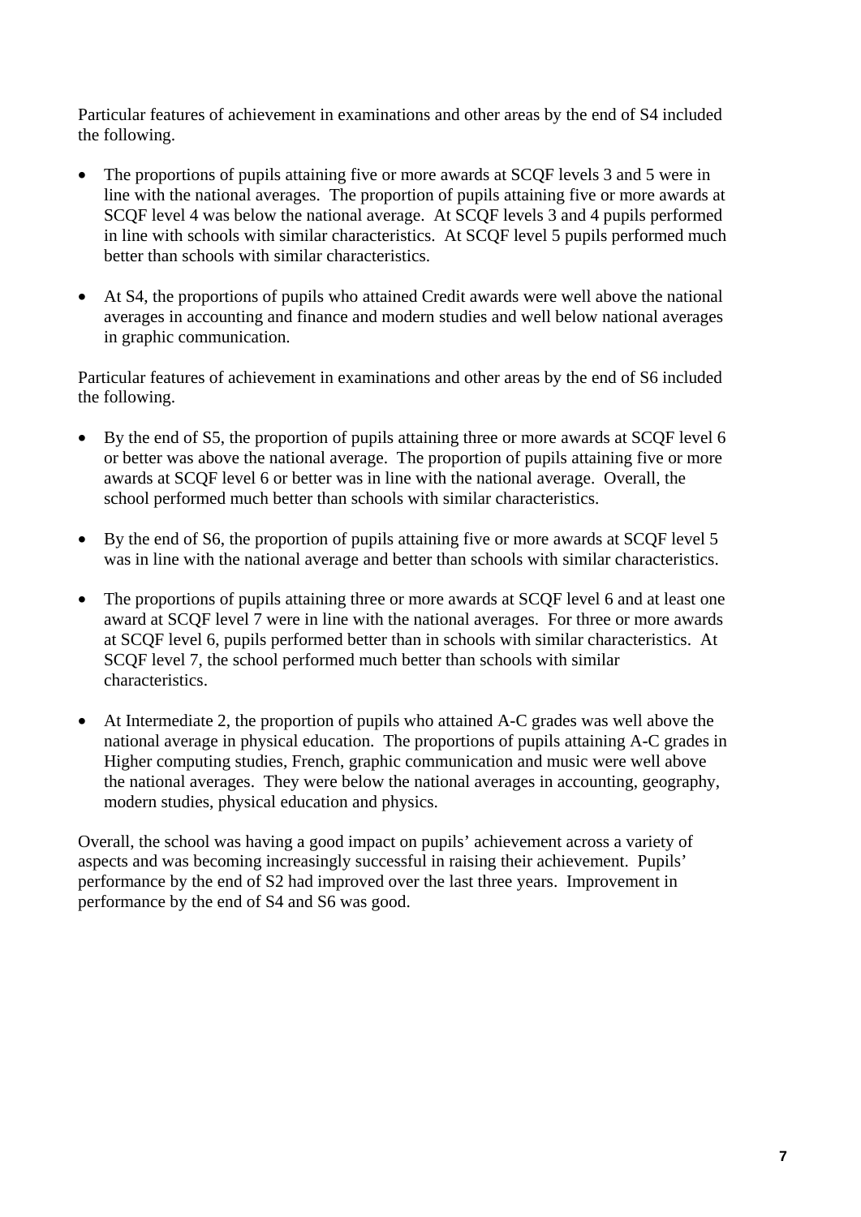Particular features of achievement in examinations and other areas by the end of S4 included the following.

- The proportions of pupils attaining five or more awards at SCQF levels 3 and 5 were in line with the national averages. The proportion of pupils attaining five or more awards at SCQF level 4 was below the national average. At SCQF levels 3 and 4 pupils performed in line with schools with similar characteristics. At SCQF level 5 pupils performed much better than schools with similar characteristics.

- At S4, the proportions of pupils who attained Credit awards were well above the national averages in accounting and finance and modern studies and well below national averages in graphic communication.

Particular features of achievement in examinations and other areas by the end of S6 included the following.

- By the end of S5, the proportion of pupils attaining three or more awards at SCQF level 6 or better was above the national average. The proportion of pupils attaining five or more awards at SCQF level 6 or better was in line with the national average. Overall, the school performed much better than schools with similar characteristics.

- By the end of S6, the proportion of pupils attaining five or more awards at SCQF level 5 was in line with the national average and better than schools with similar characteristics.

- The proportions of pupils attaining three or more awards at SCQF level 6 and at least one award at SCQF level 7 were in line with the national averages. For three or more awards at SCQF level 6, pupils performed better than in schools with similar characteristics. At SCQF level 7, the school performed much better than schools with similar characteristics.

- At Intermediate 2, the proportion of pupils who attained A-C grades was well above the national average in physical education. The proportions of pupils attaining A-C grades in Higher computing studies, French, graphic communication and music were well above the national averages. They were below the national averages in accounting, geography, modern studies, physical education and physics.

Overall, the school was having a good impact on pupils' achievement across a variety of aspects and was becoming increasingly successful in raising their achievement. Pupils' performance by the end of S2 had improved over the last three years. Improvement in performance by the end of S4 and S6 was good.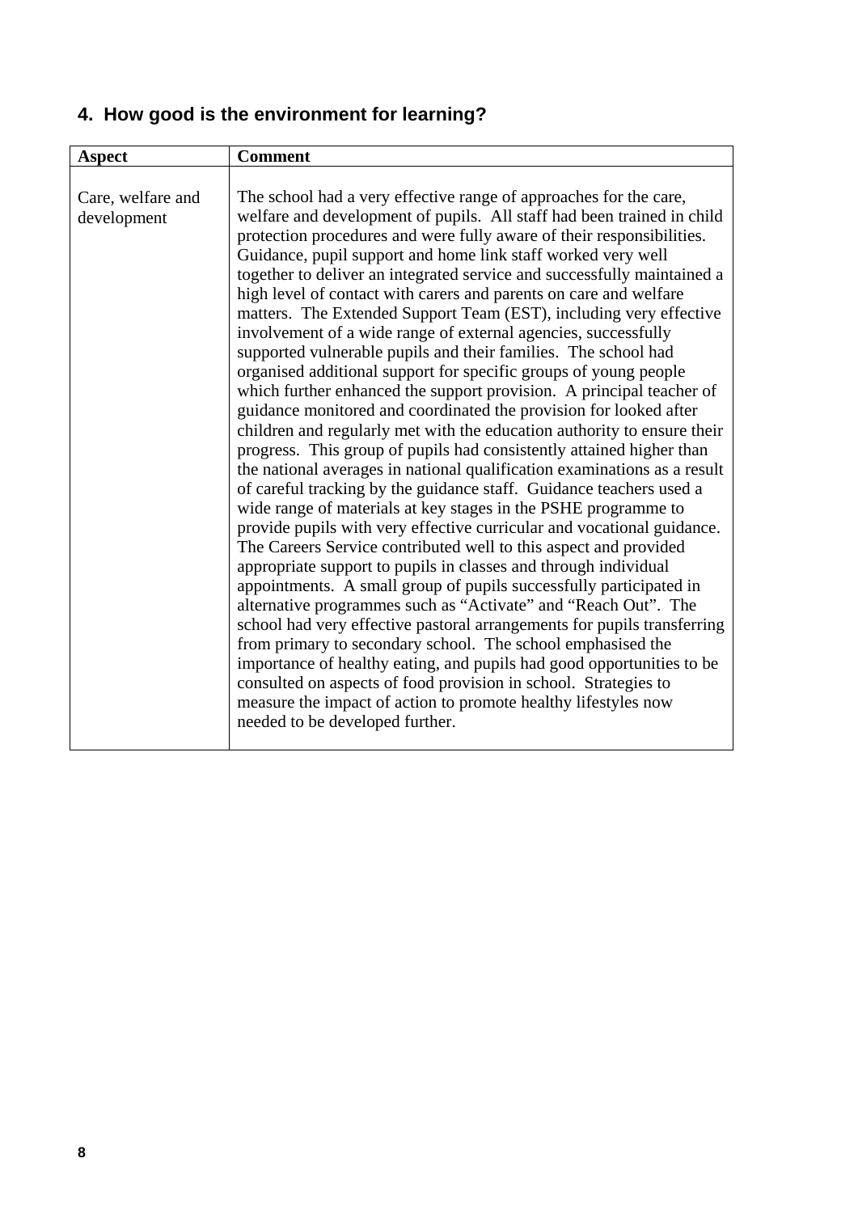## 4. How good is the environment for learning?

| Aspect | Comment |
|---|---|
| Care, welfare and development | The school had a very effective range of approaches for the care, welfare and development of pupils. All staff had been trained in child protection procedures and were fully aware of their responsibilities. Guidance, pupil support and home link staff worked very well together to deliver an integrated service and successfully maintained a high level of contact with carers and parents on care and welfare matters. The Extended Support Team (EST), including very effective involvement of a wide range of external agencies, successfully supported vulnerable pupils and their families. The school had organised additional support for specific groups of young people which further enhanced the support provision. A principal teacher of guidance monitored and coordinated the provision for looked after children and regularly met with the education authority to ensure their progress. This group of pupils had consistently attained higher than the national averages in national qualification examinations as a result of careful tracking by the guidance staff. Guidance teachers used a wide range of materials at key stages in the PSHE programme to provide pupils with very effective curricular and vocational guidance. The Careers Service contributed well to this aspect and provided appropriate support to pupils in classes and through individual appointments. A small group of pupils successfully participated in alternative programmes such as "Activate" and "Reach Out". The school had very effective pastoral arrangements for pupils transferring from primary to secondary school. The school emphasised the importance of healthy eating, and pupils had good opportunities to be consulted on aspects of food provision in school. Strategies to measure the impact of action to promote healthy lifestyles now needed to be developed further. |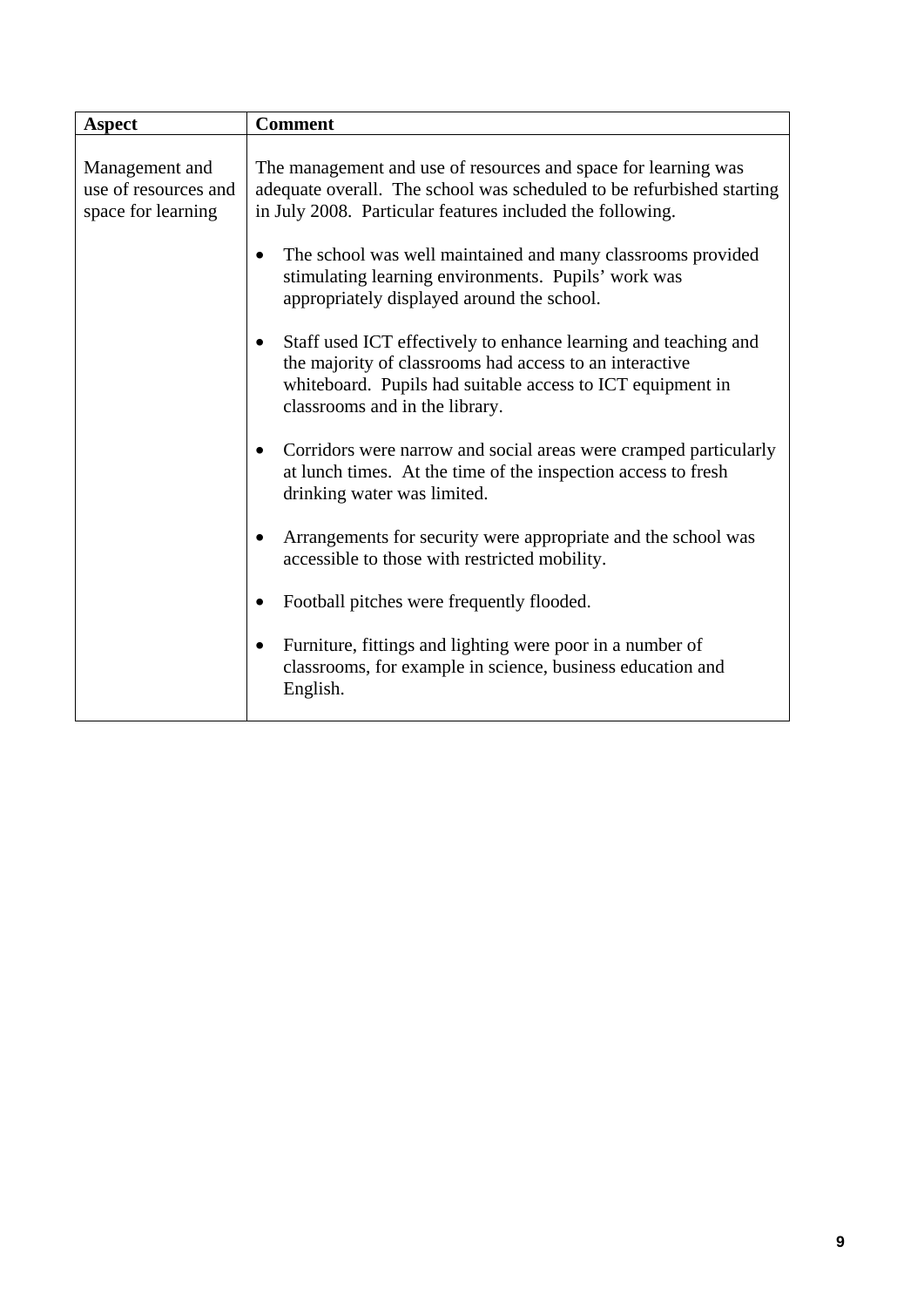| Aspect | Comment |
|---|---|
| Management and use of resources and space for learning | The management and use of resources and space for learning was adequate overall. The school was scheduled to be refurbished starting in July 2008. Particular features included the following.<br><br>• The school was well maintained and many classrooms provided stimulating learning environments. Pupils' work was appropriately displayed around the school.<br><br>• Staff used ICT effectively to enhance learning and teaching and the majority of classrooms had access to an interactive whiteboard. Pupils had suitable access to ICT equipment in classrooms and in the library.<br><br>• Corridors were narrow and social areas were cramped particularly at lunch times. At the time of the inspection access to fresh drinking water was limited.<br><br>• Arrangements for security were appropriate and the school was accessible to those with restricted mobility.<br><br>• Football pitches were frequently flooded.<br><br>• Furniture, fittings and lighting were poor in a number of classrooms, for example in science, business education and English. |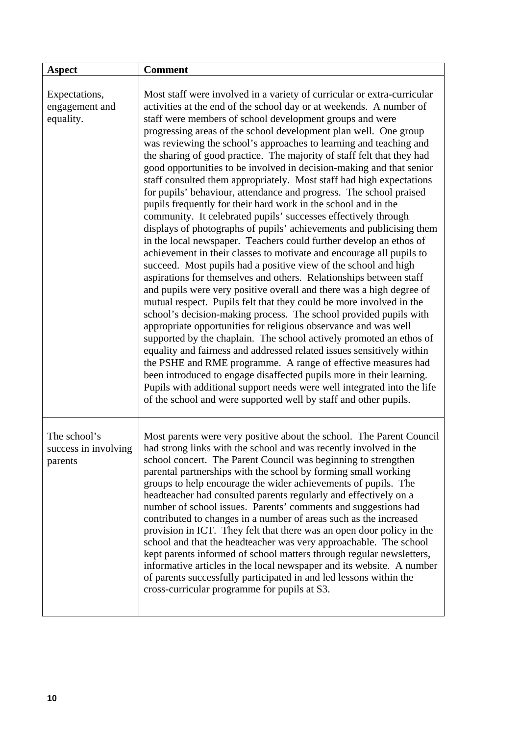| Aspect | Comment |
|---|---|
| Expectations, engagement and equality. | Most staff were involved in a variety of curricular or extra-curricular activities at the end of the school day or at weekends. A number of staff were members of school development groups and were progressing areas of the school development plan well. One group was reviewing the school's approaches to learning and teaching and the sharing of good practice. The majority of staff felt that they had good opportunities to be involved in decision-making and that senior staff consulted them appropriately. Most staff had high expectations for pupils' behaviour, attendance and progress. The school praised pupils frequently for their hard work in the school and in the community. It celebrated pupils' successes effectively through displays of photographs of pupils' achievements and publicising them in the local newspaper. Teachers could further develop an ethos of achievement in their classes to motivate and encourage all pupils to succeed. Most pupils had a positive view of the school and high aspirations for themselves and others. Relationships between staff and pupils were very positive overall and there was a high degree of mutual respect. Pupils felt that they could be more involved in the school's decision-making process. The school provided pupils with appropriate opportunities for religious observance and was well supported by the chaplain. The school actively promoted an ethos of equality and fairness and addressed related issues sensitively within the PSHE and RME programme. A range of effective measures had been introduced to engage disaffected pupils more in their learning. Pupils with additional support needs were well integrated into the life of the school and were supported well by staff and other pupils. |
| The school's success in involving parents | Most parents were very positive about the school. The Parent Council had strong links with the school and was recently involved in the school concert. The Parent Council was beginning to strengthen parental partnerships with the school by forming small working groups to help encourage the wider achievements of pupils. The headteacher had consulted parents regularly and effectively on a number of school issues. Parents' comments and suggestions had contributed to changes in a number of areas such as the increased provision in ICT. They felt that there was an open door policy in the school and that the headteacher was very approachable. The school kept parents informed of school matters through regular newsletters, informative articles in the local newspaper and its website. A number of parents successfully participated in and led lessons within the cross-curricular programme for pupils at S3. |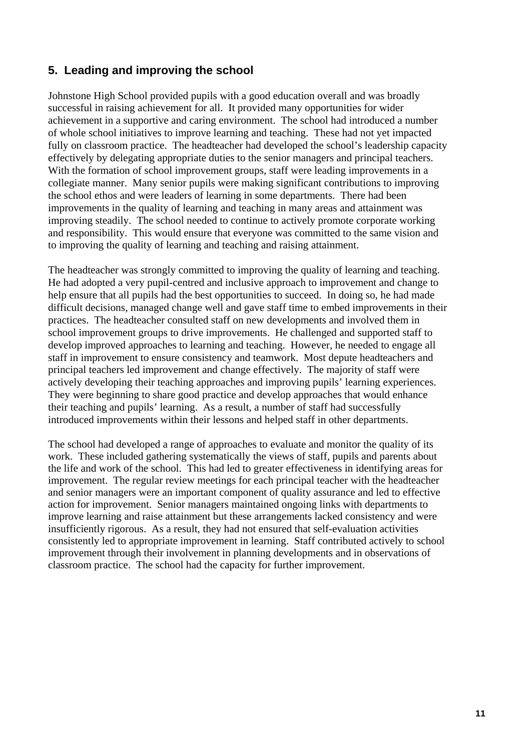## 5. Leading and improving the school

Johnstone High School provided pupils with a good education overall and was broadly successful in raising achievement for all. It provided many opportunities for wider achievement in a supportive and caring environment. The school had introduced a number of whole school initiatives to improve learning and teaching. These had not yet impacted fully on classroom practice. The headteacher had developed the school's leadership capacity effectively by delegating appropriate duties to the senior managers and principal teachers. With the formation of school improvement groups, staff were leading improvements in a collegiate manner. Many senior pupils were making significant contributions to improving the school ethos and were leaders of learning in some departments. There had been improvements in the quality of learning and teaching in many areas and attainment was improving steadily. The school needed to continue to actively promote corporate working and responsibility. This would ensure that everyone was committed to the same vision and to improving the quality of learning and teaching and raising attainment.

The headteacher was strongly committed to improving the quality of learning and teaching. He had adopted a very pupil-centred and inclusive approach to improvement and change to help ensure that all pupils had the best opportunities to succeed. In doing so, he had made difficult decisions, managed change well and gave staff time to embed improvements in their practices. The headteacher consulted staff on new developments and involved them in school improvement groups to drive improvements. He challenged and supported staff to develop improved approaches to learning and teaching. However, he needed to engage all staff in improvement to ensure consistency and teamwork. Most depute headteachers and principal teachers led improvement and change effectively. The majority of staff were actively developing their teaching approaches and improving pupils' learning experiences. They were beginning to share good practice and develop approaches that would enhance their teaching and pupils' learning. As a result, a number of staff had successfully introduced improvements within their lessons and helped staff in other departments.

The school had developed a range of approaches to evaluate and monitor the quality of its work. These included gathering systematically the views of staff, pupils and parents about the life and work of the school. This had led to greater effectiveness in identifying areas for improvement. The regular review meetings for each principal teacher with the headteacher and senior managers were an important component of quality assurance and led to effective action for improvement. Senior managers maintained ongoing links with departments to improve learning and raise attainment but these arrangements lacked consistency and were insufficiently rigorous. As a result, they had not ensured that self-evaluation activities consistently led to appropriate improvement in learning. Staff contributed actively to school improvement through their involvement in planning developments and in observations of classroom practice. The school had the capacity for further improvement.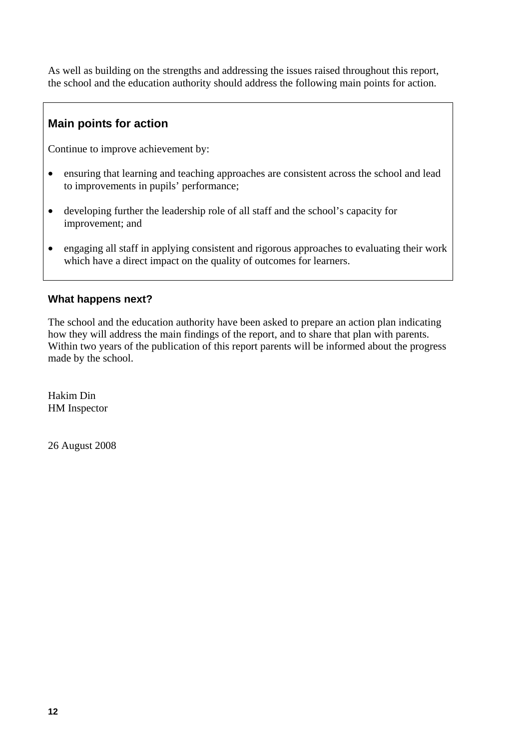As well as building on the strengths and addressing the issues raised throughout this report, the school and the education authority should address the following main points for action.

## Main points for action

Continue to improve achievement by:

- ensuring that learning and teaching approaches are consistent across the school and lead to improvements in pupils' performance;
- developing further the leadership role of all staff and the school's capacity for improvement; and
- engaging all staff in applying consistent and rigorous approaches to evaluating their work which have a direct impact on the quality of outcomes for learners.

### What happens next?

The school and the education authority have been asked to prepare an action plan indicating how they will address the main findings of the report, and to share that plan with parents. Within two years of the publication of this report parents will be informed about the progress made by the school.

Hakim Din
HM Inspector

26 August 2008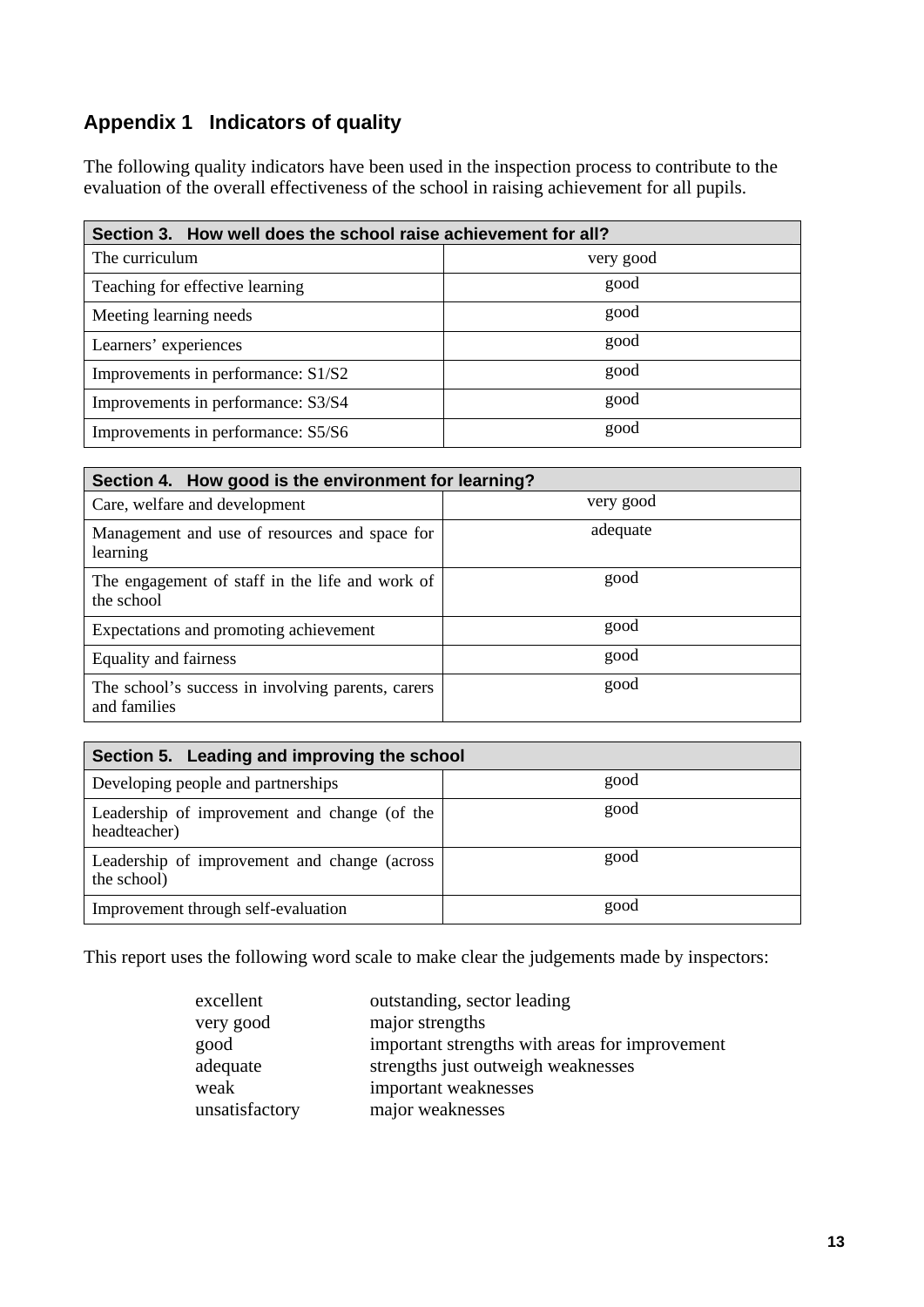## Appendix 1 Indicators of quality

The following quality indicators have been used in the inspection process to contribute to the evaluation of the overall effectiveness of the school in raising achievement for all pupils.

| Section 3. How well does the school raise achievement for all? | |
|---|---|
| The curriculum | very good |
| Teaching for effective learning | good |
| Meeting learning needs | good |
| Learners' experiences | good |
| Improvements in performance: S1/S2 | good |
| Improvements in performance: S3/S4 | good |
| Improvements in performance: S5/S6 | good |

| Section 4. How good is the environment for learning? | |
|---|---|
| Care, welfare and development | very good |
| Management and use of resources and space for learning | adequate |
| The engagement of staff in the life and work of the school | good |
| Expectations and promoting achievement | good |
| Equality and fairness | good |
| The school's success in involving parents, carers and families | good |

| Section 5. Leading and improving the school | |
|---|---|
| Developing people and partnerships | good |
| Leadership of improvement and change (of the headteacher) | good |
| Leadership of improvement and change (across the school) | good |
| Improvement through self-evaluation | good |

This report uses the following word scale to make clear the judgements made by inspectors:

| | |
|---|---|
| excellent | outstanding, sector leading |
| very good | major strengths |
| good | important strengths with areas for improvement |
| adequate | strengths just outweigh weaknesses |
| weak | important weaknesses |
| unsatisfactory | major weaknesses |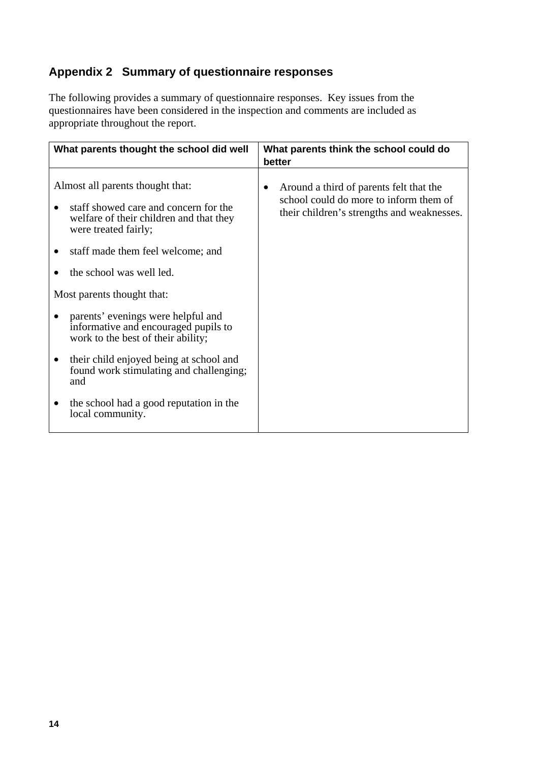## Appendix 2 Summary of questionnaire responses

The following provides a summary of questionnaire responses. Key issues from the questionnaires have been considered in the inspection and comments are included as appropriate throughout the report.

| What parents thought the school did well | What parents think the school could do better |
| --- | --- |
| Almost all parents thought that:<br>• staff showed care and concern for the welfare of their children and that they were treated fairly;<br>• staff made them feel welcome; and<br>• the school was well led.<br>Most parents thought that:<br>• parents' evenings were helpful and informative and encouraged pupils to work to the best of their ability;<br>• their child enjoyed being at school and found work stimulating and challenging; and<br>• the school had a good reputation in the local community. | • Around a third of parents felt that the school could do more to inform them of their children's strengths and weaknesses. |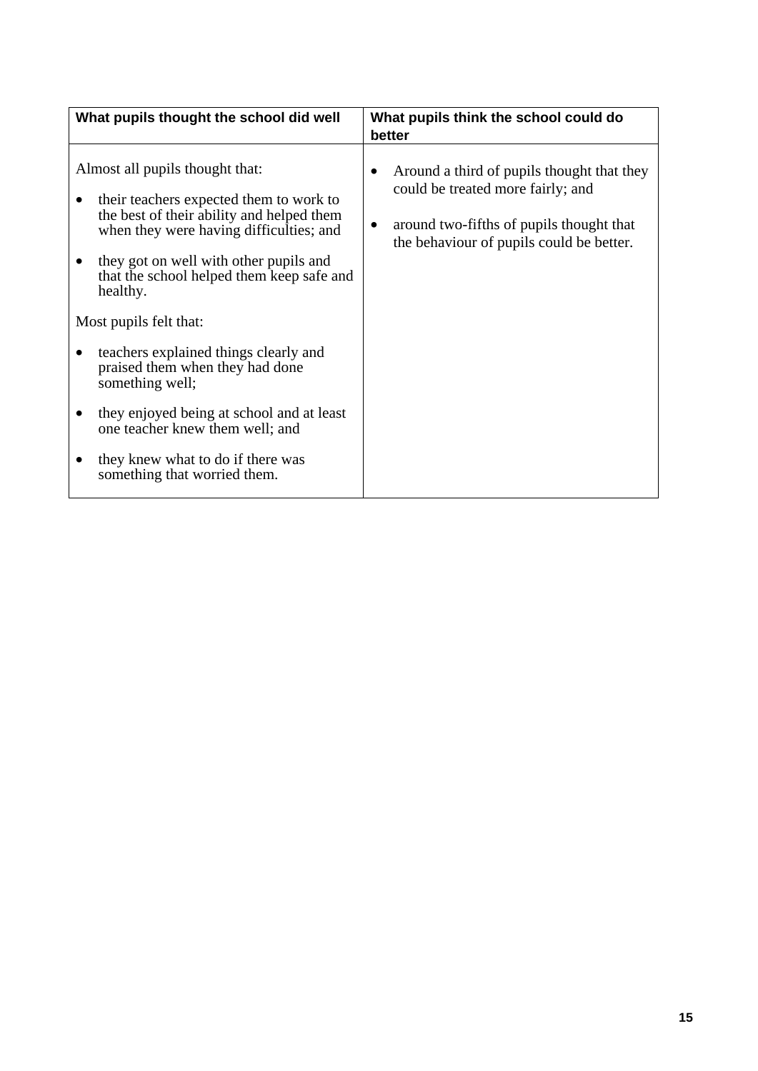| What pupils thought the school did well | What pupils think the school could do better |
| --- | --- |
| Almost all pupils thought that:<br>• their teachers expected them to work to the best of their ability and helped them when they were having difficulties; and<br>• they got on well with other pupils and that the school helped them keep safe and healthy.<br><br>Most pupils felt that:<br>• teachers explained things clearly and praised them when they had done something well;<br>• they enjoyed being at school and at least one teacher knew them well; and<br>• they knew what to do if there was something that worried them. | • Around a third of pupils thought that they could be treated more fairly; and<br>• around two-fifths of pupils thought that the behaviour of pupils could be better. |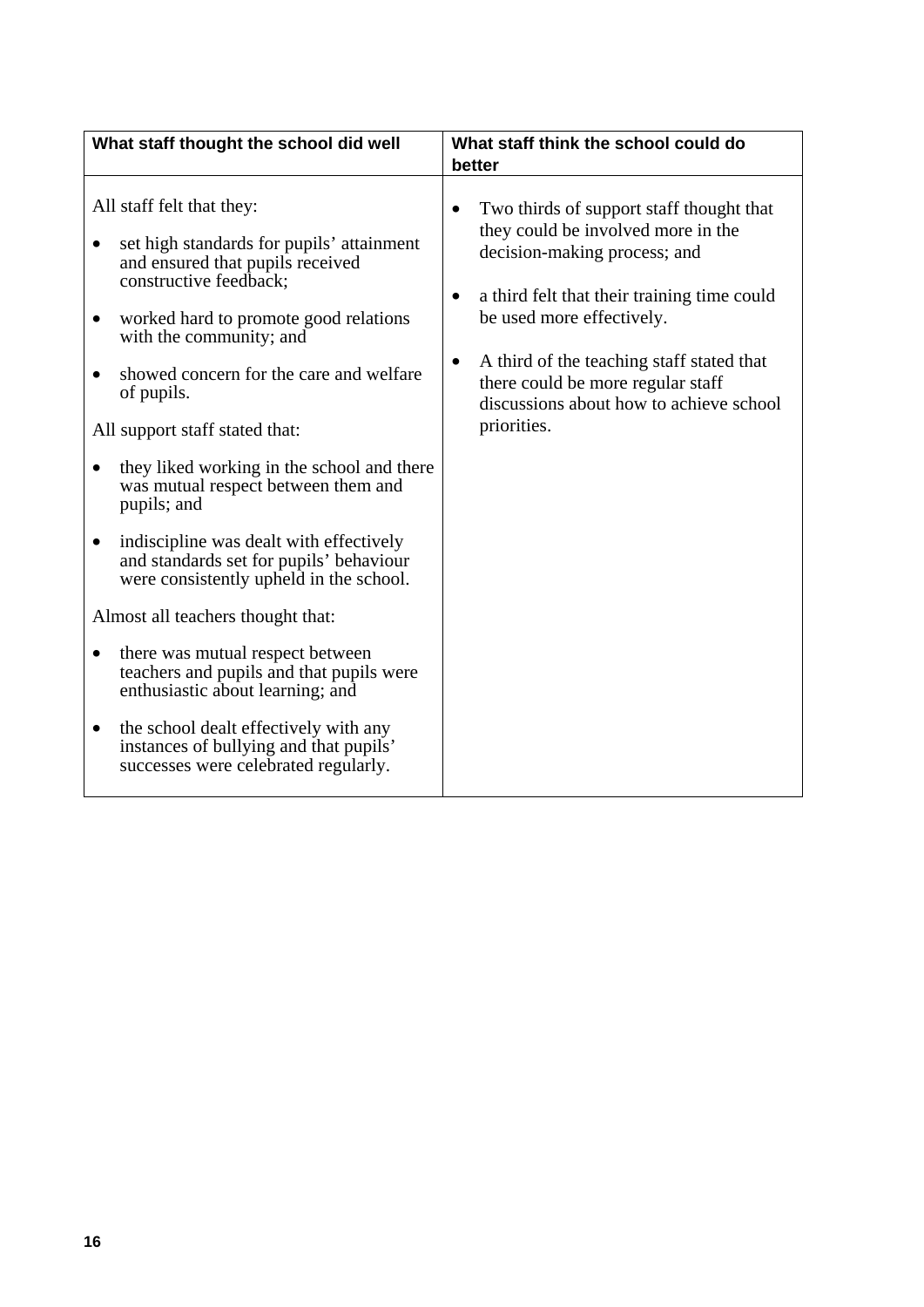| What staff thought the school did well | What staff think the school could do better |
| --- | --- |
| All staff felt that they:<br><br>• set high standards for pupils' attainment and ensured that pupils received constructive feedback;<br><br>• worked hard to promote good relations with the community; and<br><br>• showed concern for the care and welfare of pupils.<br><br>All support staff stated that:<br><br>• they liked working in the school and there was mutual respect between them and pupils; and<br><br>• indiscipline was dealt with effectively and standards set for pupils' behaviour were consistently upheld in the school.<br><br>Almost all teachers thought that:<br><br>• there was mutual respect between teachers and pupils and that pupils were enthusiastic about learning; and<br><br>• the school dealt effectively with any instances of bullying and that pupils' successes were celebrated regularly. | • Two thirds of support staff thought that they could be involved more in the decision-making process; and<br><br>• a third felt that their training time could be used more effectively.<br><br>• A third of the teaching staff stated that there could be more regular staff discussions about how to achieve school priorities. |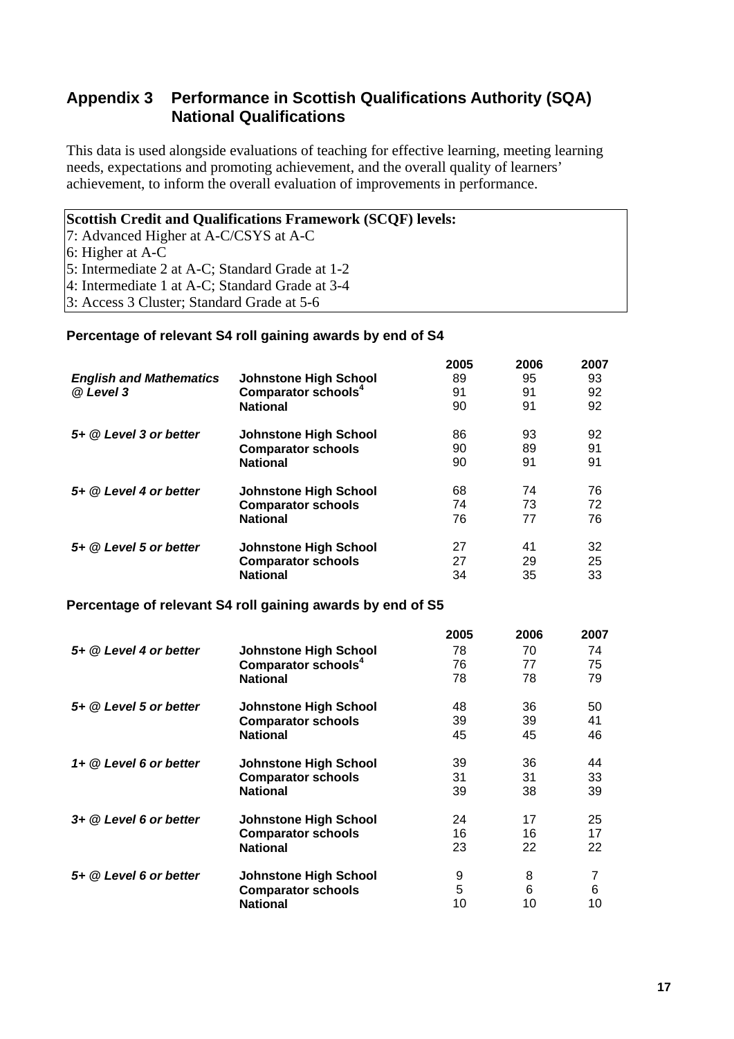## Appendix 3 Performance in Scottish Qualifications Authority (SQA) National Qualifications

This data is used alongside evaluations of teaching for effective learning, meeting learning needs, expectations and promoting achievement, and the overall quality of learners' achievement, to inform the overall evaluation of improvements in performance.

**Scottish Credit and Qualifications Framework (SCQF) levels:**
7: Advanced Higher at A-C/CSYS at A-C
6: Higher at A-C
5: Intermediate 2 at A-C; Standard Grade at 1-2
4: Intermediate 1 at A-C; Standard Grade at 3-4
3: Access 3 Cluster; Standard Grade at 5-6

### Percentage of relevant S4 roll gaining awards by end of S4

| | | 2005 | 2006 | 2007 |
|---|---|---|---|---|
| ***English and Mathematics @ Level 3*** | **Johnstone High School** | 89 | 95 | 93 |
| | **Comparator schools[4]** | 91 | 91 | 92 |
| | **National** | 90 | 91 | 92 |
| ***5+ @ Level 3 or better*** | **Johnstone High School** | 86 | 93 | 92 |
| | **Comparator schools** | 90 | 89 | 91 |
| | **National** | 90 | 91 | 91 |
| ***5+ @ Level 4 or better*** | **Johnstone High School** | 68 | 74 | 76 |
| | **Comparator schools** | 74 | 73 | 72 |
| | **National** | 76 | 77 | 76 |
| ***5+ @ Level 5 or better*** | **Johnstone High School** | 27 | 41 | 32 |
| | **Comparator schools** | 27 | 29 | 25 |
| | **National** | 34 | 35 | 33 |

### Percentage of relevant S4 roll gaining awards by end of S5

| | | 2005 | 2006 | 2007 |
|---|---|---|---|---|
| ***5+ @ Level 4 or better*** | **Johnstone High School** | 78 | 70 | 74 |
| | **Comparator schools[4]** | 76 | 77 | 75 |
| | **National** | 78 | 78 | 79 |
| ***5+ @ Level 5 or better*** | **Johnstone High School** | 48 | 36 | 50 |
| | **Comparator schools** | 39 | 39 | 41 |
| | **National** | 45 | 45 | 46 |
| ***1+ @ Level 6 or better*** | **Johnstone High School** | 39 | 36 | 44 |
| | **Comparator schools** | 31 | 31 | 33 |
| | **National** | 39 | 38 | 39 |
| ***3+ @ Level 6 or better*** | **Johnstone High School** | 24 | 17 | 25 |
| | **Comparator schools** | 16 | 16 | 17 |
| | **National** | 23 | 22 | 22 |
| ***5+ @ Level 6 or better*** | **Johnstone High School** | 9 | 8 | 7 |
| | **Comparator schools** | 5 | 6 | 6 |
| | **National** | 10 | 10 | 10 |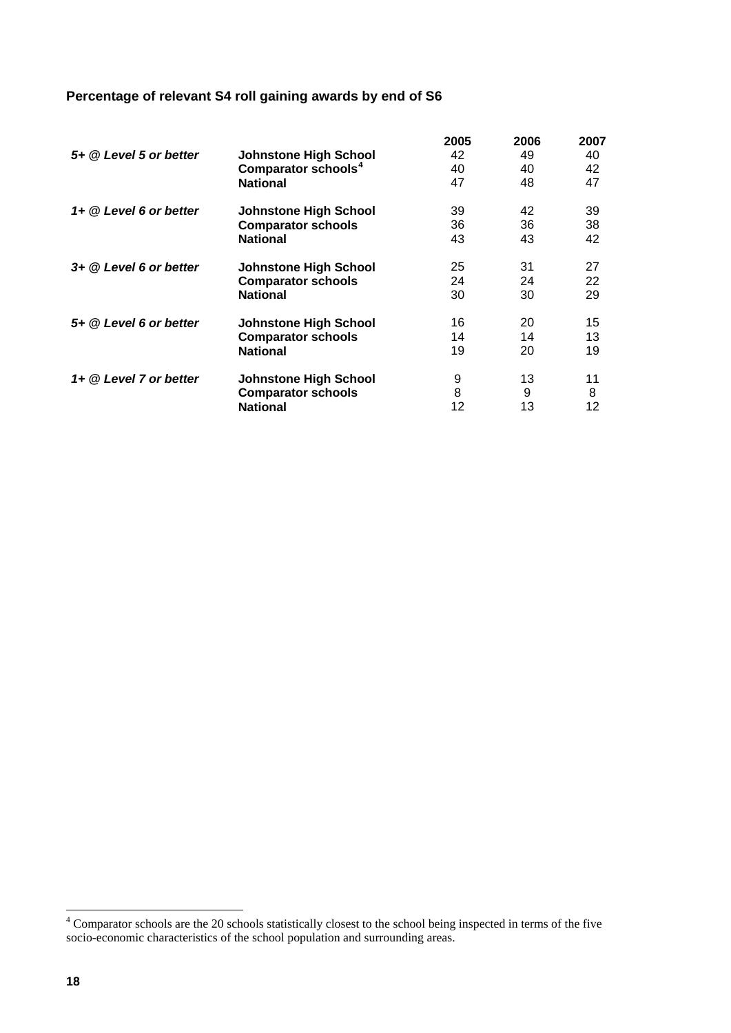### Percentage of relevant S4 roll gaining awards by end of S6

| | | 2005 | 2006 | 2007 |
|---|---|---|---|---|
| *5+ @ Level 5 or better* | **Johnstone High School** | 42 | 49 | 40 |
| | **Comparator schools**[4] | 40 | 40 | 42 |
| | **National** | 47 | 48 | 47 |
| *1+ @ Level 6 or better* | **Johnstone High School** | 39 | 42 | 39 |
| | **Comparator schools** | 36 | 36 | 38 |
| | **National** | 43 | 43 | 42 |
| *3+ @ Level 6 or better* | **Johnstone High School** | 25 | 31 | 27 |
| | **Comparator schools** | 24 | 24 | 22 |
| | **National** | 30 | 30 | 29 |
| *5+ @ Level 6 or better* | **Johnstone High School** | 16 | 20 | 15 |
| | **Comparator schools** | 14 | 14 | 13 |
| | **National** | 19 | 20 | 19 |
| *1+ @ Level 7 or better* | **Johnstone High School** | 9 | 13 | 11 |
| | **Comparator schools** | 8 | 9 | 8 |
| | **National** | 12 | 13 | 12 |

[4] Comparator schools are the 20 schools statistically closest to the school being inspected in terms of the five socio-economic characteristics of the school population and surrounding areas.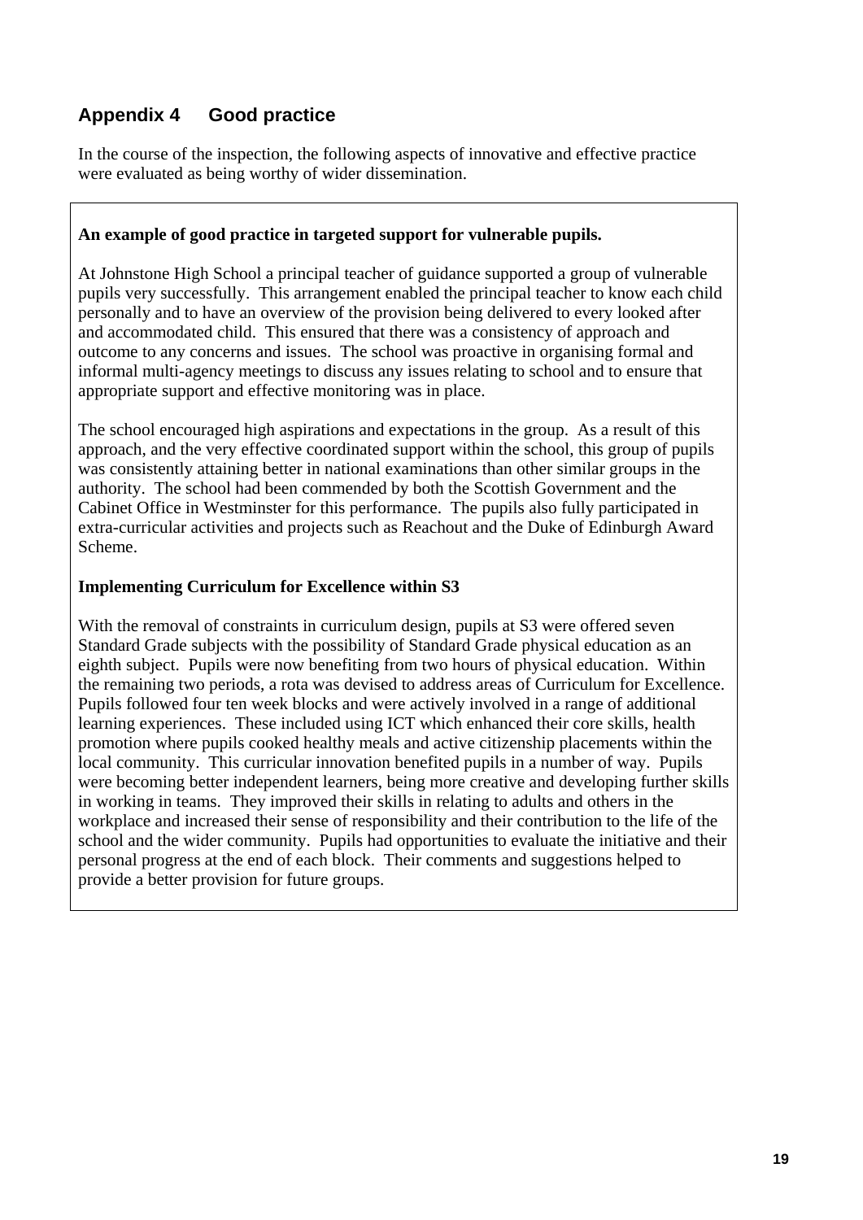## Appendix 4 Good practice

In the course of the inspection, the following aspects of innovative and effective practice were evaluated as being worthy of wider dissemination.

**An example of good practice in targeted support for vulnerable pupils.**

At Johnstone High School a principal teacher of guidance supported a group of vulnerable pupils very successfully. This arrangement enabled the principal teacher to know each child personally and to have an overview of the provision being delivered to every looked after and accommodated child. This ensured that there was a consistency of approach and outcome to any concerns and issues. The school was proactive in organising formal and informal multi-agency meetings to discuss any issues relating to school and to ensure that appropriate support and effective monitoring was in place.

The school encouraged high aspirations and expectations in the group. As a result of this approach, and the very effective coordinated support within the school, this group of pupils was consistently attaining better in national examinations than other similar groups in the authority. The school had been commended by both the Scottish Government and the Cabinet Office in Westminster for this performance. The pupils also fully participated in extra-curricular activities and projects such as Reachout and the Duke of Edinburgh Award Scheme.

**Implementing Curriculum for Excellence within S3**

With the removal of constraints in curriculum design, pupils at S3 were offered seven Standard Grade subjects with the possibility of Standard Grade physical education as an eighth subject. Pupils were now benefiting from two hours of physical education. Within the remaining two periods, a rota was devised to address areas of Curriculum for Excellence. Pupils followed four ten week blocks and were actively involved in a range of additional learning experiences. These included using ICT which enhanced their core skills, health promotion where pupils cooked healthy meals and active citizenship placements within the local community. This curricular innovation benefited pupils in a number of way. Pupils were becoming better independent learners, being more creative and developing further skills in working in teams. They improved their skills in relating to adults and others in the workplace and increased their sense of responsibility and their contribution to the life of the school and the wider community. Pupils had opportunities to evaluate the initiative and their personal progress at the end of each block. Their comments and suggestions helped to provide a better provision for future groups.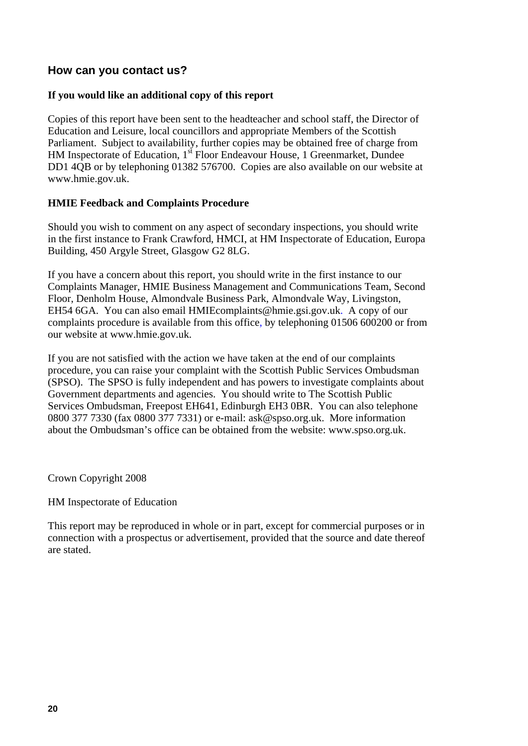## How can you contact us?

**If you would like an additional copy of this report**

Copies of this report have been sent to the headteacher and school staff, the Director of Education and Leisure, local councillors and appropriate Members of the Scottish Parliament. Subject to availability, further copies may be obtained free of charge from HM Inspectorate of Education, 1st Floor Endeavour House, 1 Greenmarket, Dundee DD1 4QB or by telephoning 01382 576700. Copies are also available on our website at www.hmie.gov.uk.

**HMIE Feedback and Complaints Procedure**

Should you wish to comment on any aspect of secondary inspections, you should write in the first instance to Frank Crawford, HMCI, at HM Inspectorate of Education, Europa Building, 450 Argyle Street, Glasgow G2 8LG.

If you have a concern about this report, you should write in the first instance to our Complaints Manager, HMIE Business Management and Communications Team, Second Floor, Denholm House, Almondvale Business Park, Almondvale Way, Livingston, EH54 6GA. You can also email HMIEcomplaints@hmie.gsi.gov.uk. A copy of our complaints procedure is available from this office, by telephoning 01506 600200 or from our website at www.hmie.gov.uk.

If you are not satisfied with the action we have taken at the end of our complaints procedure, you can raise your complaint with the Scottish Public Services Ombudsman (SPSO). The SPSO is fully independent and has powers to investigate complaints about Government departments and agencies. You should write to The Scottish Public Services Ombudsman, Freepost EH641, Edinburgh EH3 0BR. You can also telephone 0800 377 7330 (fax 0800 377 7331) or e-mail: ask@spso.org.uk. More information about the Ombudsman's office can be obtained from the website: www.spso.org.uk.

Crown Copyright 2008

HM Inspectorate of Education

This report may be reproduced in whole or in part, except for commercial purposes or in connection with a prospectus or advertisement, provided that the source and date thereof are stated.